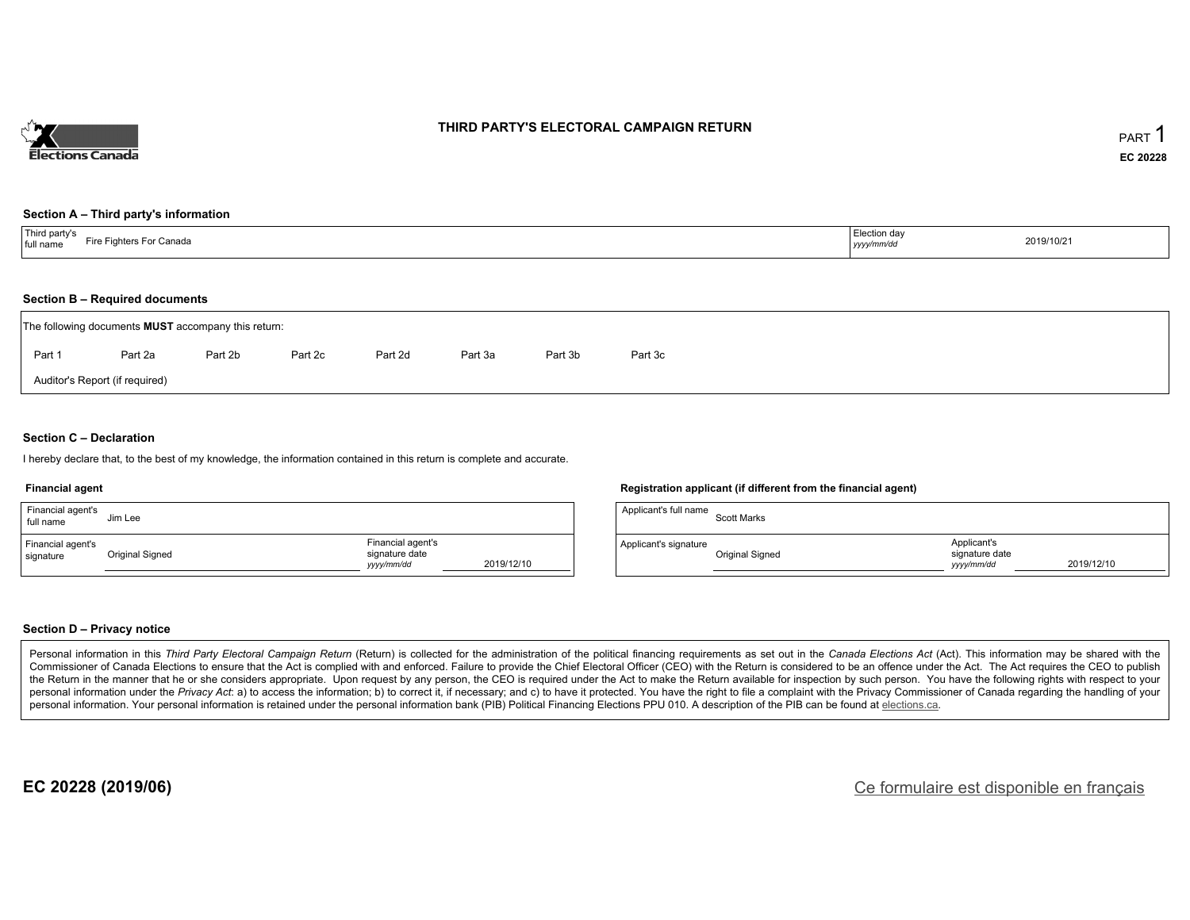# THIRD PARTY'S ELECTORAL CAMPAIGN RETURN

PART 1

EC 20228

## Section A – Third party's information

| Third party's full name | Fire Fighters For Canada | Election day *yyyy/mm/dd* | 2019/10/21 |
|---|---|---|---|

## Section B – Required documents

The following documents **MUST** accompany this return:

Part 1   Part 2a   Part 2b   Part 2c   Part 2d   Part 3a   Part 3b   Part 3c

Auditor's Report (if required)

## Section C – Declaration

I hereby declare that, to the best of my knowledge, the information contained in this return is complete and accurate.

### Financial agent

| Financial agent's full name | Jim Lee | | |
|---|---|---|---|
| Financial agent's signature | Original Signed | Financial agent's signature date *yyyy/mm/dd* | 2019/12/10 |

### Registration applicant (if different from the financial agent)

| Applicant's full name | Scott Marks | | |
|---|---|---|---|
| Applicant's signature | Original Signed | Applicant's signature date *yyyy/mm/dd* | 2019/12/10 |

## Section D – Privacy notice

Personal information in this *Third Party Electoral Campaign Return* (Return) is collected for the administration of the political financing requirements as set out in the *Canada Elections Act* (Act). This information may be shared with the Commissioner of Canada Elections to ensure that the Act is complied with and enforced. Failure to provide the Chief Electoral Officer (CEO) with the Return is considered to be an offence under the Act. The Act requires the CEO to publish the Return in the manner that he or she considers appropriate. Upon request by any person, the CEO is required under the Act to make the Return available for inspection by such person. You have the following rights with respect to your personal information under the *Privacy Act*: a) to access the information; b) to correct it, if necessary; and c) to have it protected. You have the right to file a complaint with the Privacy Commissioner of Canada regarding the handling of your personal information. Your personal information is retained under the personal information bank (PIB) Political Financing Elections PPU 010. A description of the PIB can be found at elections.ca.

EC 20228 (2019/06)

Ce formulaire est disponible en français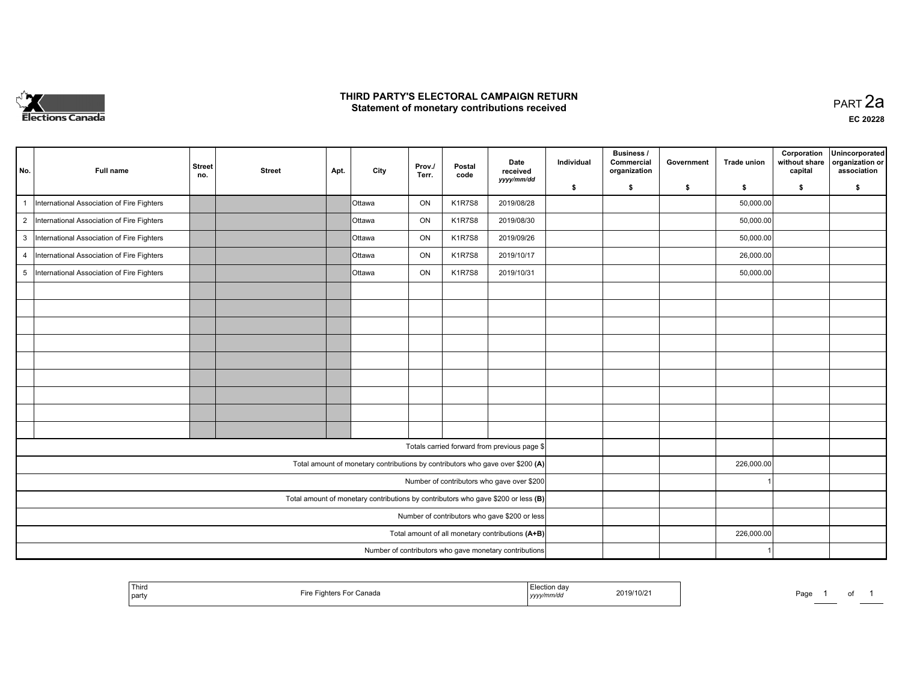# THIRD PARTY'S ELECTORAL CAMPAIGN RETURN
## Statement of monetary contributions received

PART 2a

EC 20228

| No. | Full name | Street no. | Street | Apt. | City | Prov./ Terr. | Postal code | Date received yyyy/mm/dd | Individual $ | Business / Commercial organization $ | Government $ | Trade union $ | Corporation without share capital $ | Unincorporated organization or association $ |
|---|---|---|---|---|---|---|---|---|---|---|---|---|---|---|
| 1 | International Association of Fire Fighters | | | | Ottawa | ON | K1R7S8 | 2019/08/28 | | | | 50,000.00 | | |
| 2 | International Association of Fire Fighters | | | | Ottawa | ON | K1R7S8 | 2019/08/30 | | | | 50,000.00 | | |
| 3 | International Association of Fire Fighters | | | | Ottawa | ON | K1R7S8 | 2019/09/26 | | | | 50,000.00 | | |
| 4 | International Association of Fire Fighters | | | | Ottawa | ON | K1R7S8 | 2019/10/17 | | | | 26,000.00 | | |
| 5 | International Association of Fire Fighters | | | | Ottawa | ON | K1R7S8 | 2019/10/31 | | | | 50,000.00 | | |
| | | | | | | | | | | | | | | |
| | | | | | | | | | | | | | | |
| | | | | | | | | | | | | | | |
| | | | | | | | | | | | | | | |
| | | | | | | | | | | | | | | |
| | | | | | | | | | | | | | | |
| | | | | | | | | | | | | | | |
| | | | | | | | | | | | | | | |
| | | | | | | | | | | | | | | |
| Totals carried forward from previous page $ | | | | | | | | | | | | | | |
| Total amount of monetary contributions by contributors who gave over $200 (A) | | | | | | | | | | | | 226,000.00 | | |
| Number of contributors who gave over $200 | | | | | | | | | | | | 1 | | |
| Total amount of monetary contributions by contributors who gave $200 or less (B) | | | | | | | | | | | | | | |
| Number of contributors who gave $200 or less | | | | | | | | | | | | | | |
| Total amount of all monetary contributions (A+B) | | | | | | | | | | | | 226,000.00 | | |
| Number of contributors who gave monetary contributions | | | | | | | | | | | | 1 | | |

| Third party | Fire Fighters For Canada | Election day yyyy/mm/dd | 2019/10/21 |
|---|---|---|---|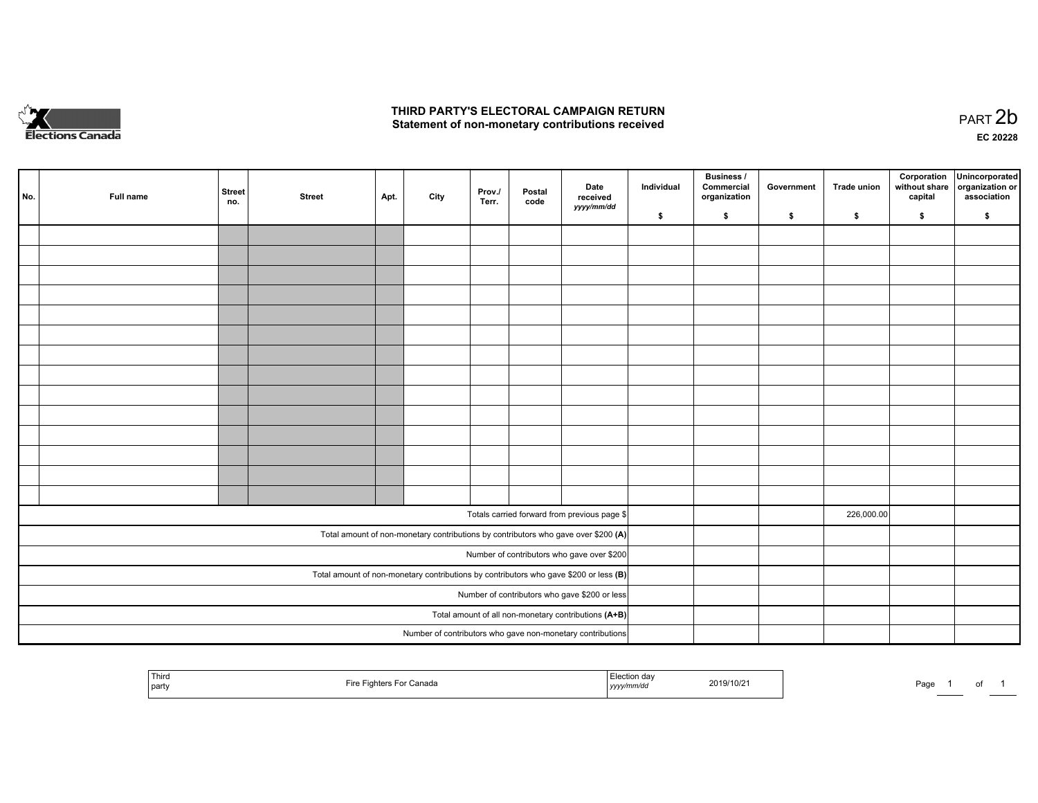# THIRD PARTY'S ELECTORAL CAMPAIGN RETURN
## Statement of non-monetary contributions received

PART 2b

EC 20228

| No. | Full name | Street no. | Street | Apt. | City | Prov./ Terr. | Postal code | Date received yyyy/mm/dd | Individual $ | Business / Commercial organization $ | Government $ | Trade union $ | Corporation without share capital $ | Unincorporated organization or association $ |
|---|---|---|---|---|---|---|---|---|---|---|---|---|---|---|
| | | | | | | | | | | | | | | |
| | | | | | | | | | | | | | | |
| | | | | | | | | | | | | | | |
| | | | | | | | | | | | | | | |
| | | | | | | | | | | | | | | |
| | | | | | | | | | | | | | | |
| | | | | | | | | | | | | | | |
| | | | | | | | | | | | | | | |
| | | | | | | | | | | | | | | |
| | | | | | | | | | | | | | | |
| | | | | | | | | | | | | | | |
| | | | | | | | | | | | | | | |
| | | | | | | | | | | | | | | |
| | | | | | | | | | | | | | | |
| Totals carried forward from previous page $ | | | | | | | | | | | | 226,000.00 | | |
| Total amount of non-monetary contributions by contributors who gave over $200 (A) | | | | | | | | | | | | | | |
| Number of contributors who gave over $200 | | | | | | | | | | | | | | |
| Total amount of non-monetary contributions by contributors who gave $200 or less (B) | | | | | | | | | | | | | | |
| Number of contributors who gave $200 or less | | | | | | | | | | | | | | |
| Total amount of all non-monetary contributions (A+B) | | | | | | | | | | | | | | |
| Number of contributors who gave non-monetary contributions | | | | | | | | | | | | | | |

| Third party | Fire Fighters For Canada | Election day yyyy/mm/dd | 2019/10/21 |
|---|---|---|---|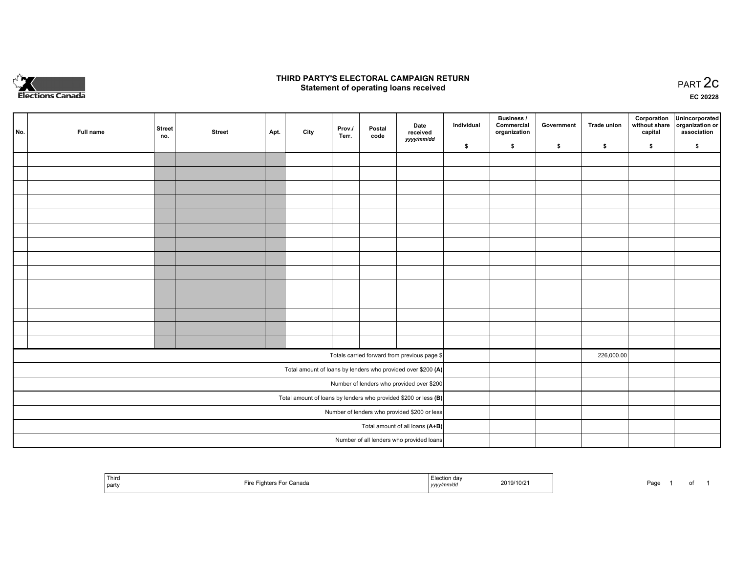# THIRD PARTY'S ELECTORAL CAMPAIGN RETURN

## Statement of operating loans received

PART 2c

EC 20228

| No. | Full name | Street no. | Street | Apt. | City | Prov./ Terr. | Postal code | Date received *yyyy/mm/dd* | Individual $ | Business / Commercial organization $ | Government $ | Trade union $ | Corporation without share capital $ | Unincorporated organization or association $ |
|---|---|---|---|---|---|---|---|---|---|---|---|---|---|---|
| | | | | | | | | | | | | | | |
| | | | | | | | | | | | | | | |
| | | | | | | | | | | | | | | |
| | | | | | | | | | | | | | | |
| | | | | | | | | | | | | | | |
| | | | | | | | | | | | | | | |
| | | | | | | | | | | | | | | |
| | | | | | | | | | | | | | | |
| | | | | | | | | | | | | | | |
| | | | | | | | | | | | | | | |
| | | | | | | | | | | | | | | |
| | | | | | | | | | | | | | | |
| | | | | | | | | | | | | | | |
| | | | | | | | | | | | | | | |
| Totals carried forward from previous page $ | | | | | | | | | | | | 226,000.00 | | |
| Total amount of loans by lenders who provided over $200 **(A)** | | | | | | | | | | | | | | |
| Number of lenders who provided over $200 | | | | | | | | | | | | | | |
| Total amount of loans by lenders who provided $200 or less **(B)** | | | | | | | | | | | | | | |
| Number of lenders who provided $200 or less | | | | | | | | | | | | | | |
| Total amount of all loans **(A+B)** | | | | | | | | | | | | | | |
| Number of all lenders who provided loans | | | | | | | | | | | | | | |

| Third party | Fire Fighters For Canada | Election day *yyyy/mm/dd* | 2019/10/21 |
|---|---|---|---|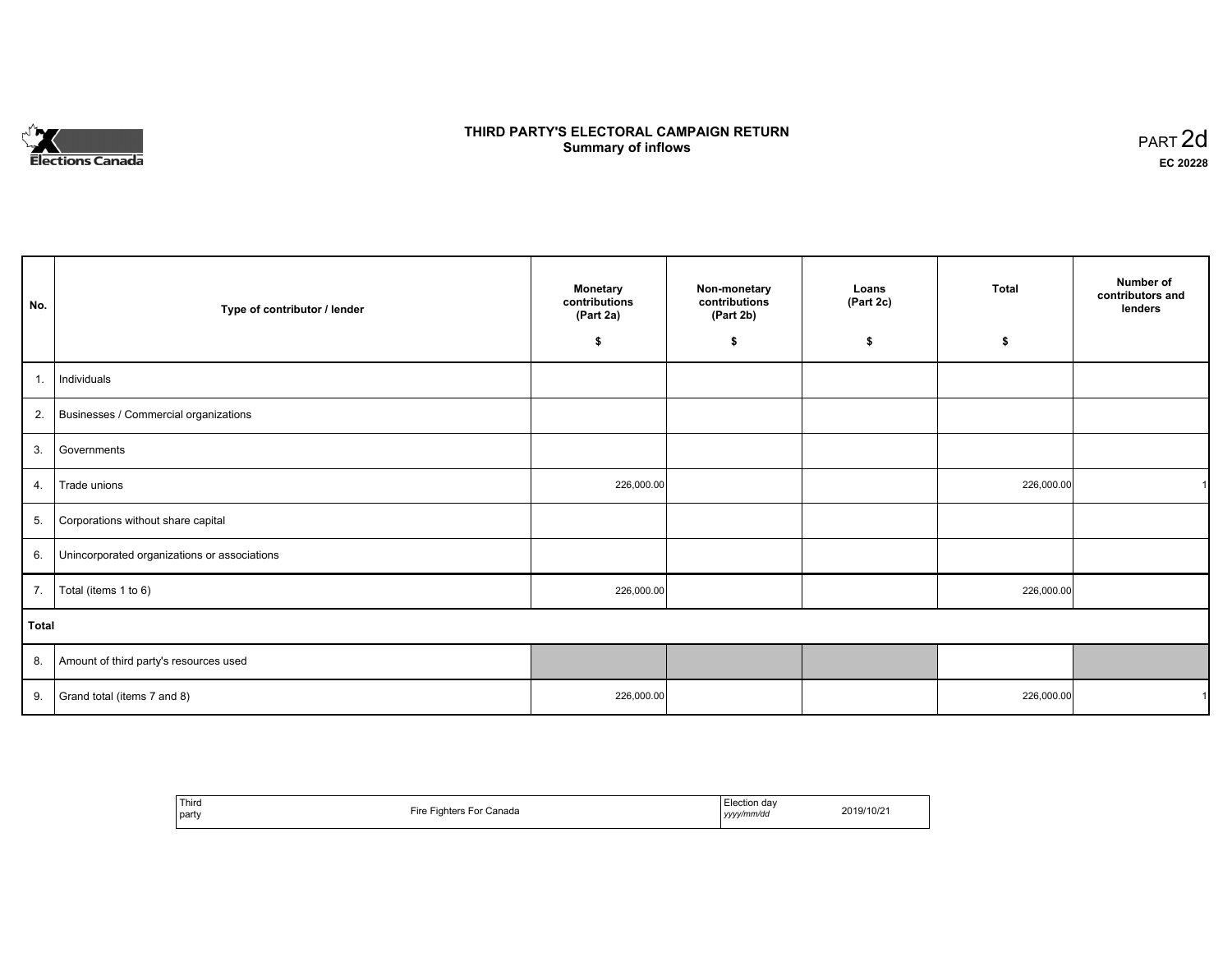Elections Canada

# THIRD PARTY'S ELECTORAL CAMPAIGN RETURN
## Summary of inflows

PART 2d

EC 20228

| No. | Type of contributor / lender | Monetary contributions (Part 2a) $ | Non-monetary contributions (Part 2b) $ | Loans (Part 2c) $ | Total $ | Number of contributors and lenders |
|---|---|---|---|---|---|---|
| 1. | Individuals | | | | | |
| 2. | Businesses / Commercial organizations | | | | | |
| 3. | Governments | | | | | |
| 4. | Trade unions | 226,000.00 | | | 226,000.00 | 1 |
| 5. | Corporations without share capital | | | | | |
| 6. | Unincorporated organizations or associations | | | | | |
| 7. | Total (items 1 to 6) | 226,000.00 | | | 226,000.00 | |
| **Total** | | | | | | |
| 8. | Amount of third party's resources used | | | | | |
| 9. | Grand total (items 7 and 8) | 226,000.00 | | | 226,000.00 | 1 |

| Third party | Fire Fighters For Canada | Election day *yyyy/mm/dd* | 2019/10/21 |
|---|---|---|---|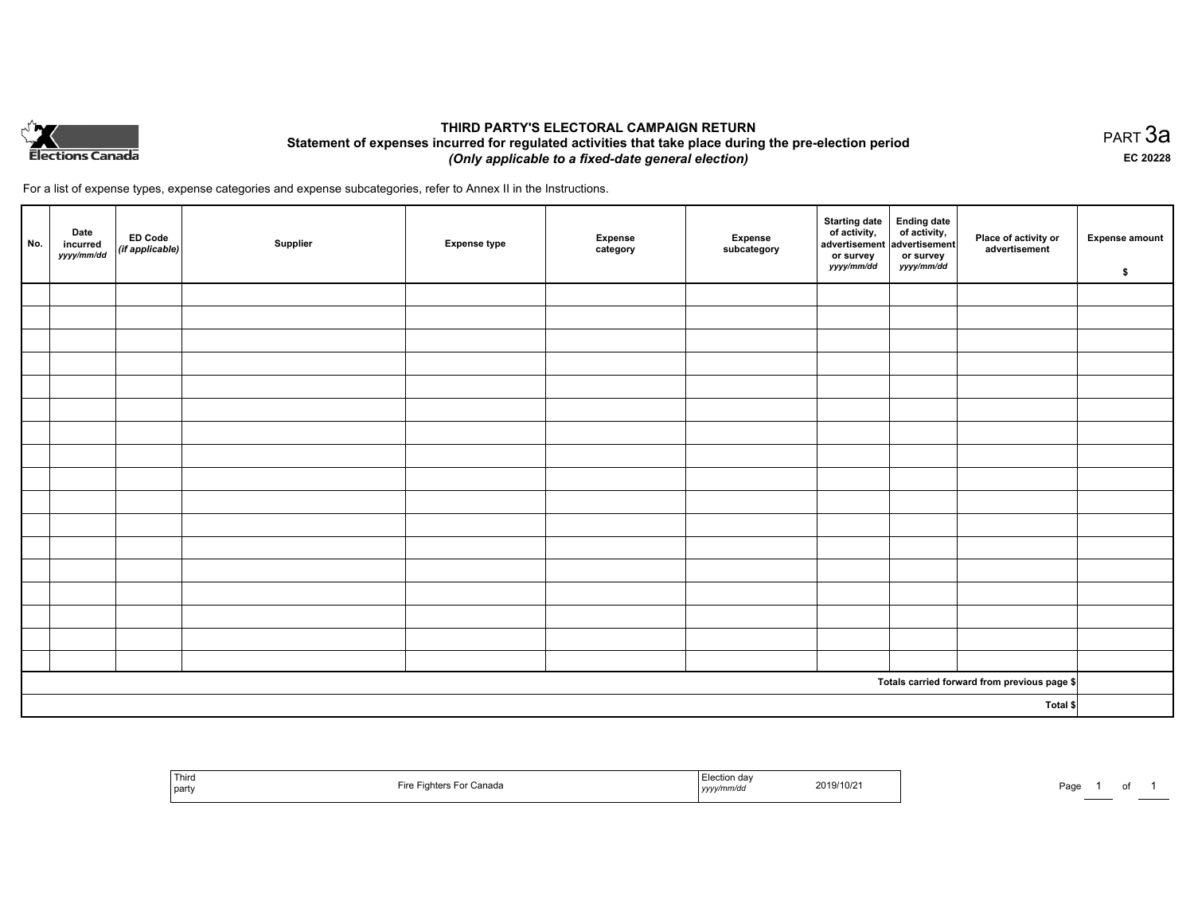# THIRD PARTY'S ELECTORAL CAMPAIGN RETURN
## Statement of expenses incurred for regulated activities that take place during the pre-election period
***(Only applicable to a fixed-date general election)***

PART 3a

**EC 20228**

For a list of expense types, expense categories and expense subcategories, refer to Annex II in the Instructions.

| No. | Date incurred *yyyy/mm/dd* | ED Code *(if applicable)* | Supplier | Expense type | Expense category | Expense subcategory | Starting date of activity, advertisement or survey *yyyy/mm/dd* | Ending date of activity, advertisement or survey *yyyy/mm/dd* | Place of activity or advertisement | Expense amount $ |
|---|---|---|---|---|---|---|---|---|---|---|
| | | | | | | | | | | |
| | | | | | | | | | | |
| | | | | | | | | | | |
| | | | | | | | | | | |
| | | | | | | | | | | |
| | | | | | | | | | | |
| | | | | | | | | | | |
| | | | | | | | | | | |
| | | | | | | | | | | |
| | | | | | | | | | | |
| | | | | | | | | | | |
| | | | | | | | | | | |
| | | | | | | | | | | |
| | | | | | | | | | | |
| | | | | | | | | | | |
| | | | | | | | | | | |
| | | | | | | | | | | |
| | | | | | | | | | **Totals carried forward from previous page $** | |
| | | | | | | | | | **Total $** | |

| Third party | Fire Fighters For Canada | Election day *yyyy/mm/dd* | 2019/10/21 |
|---|---|---|---|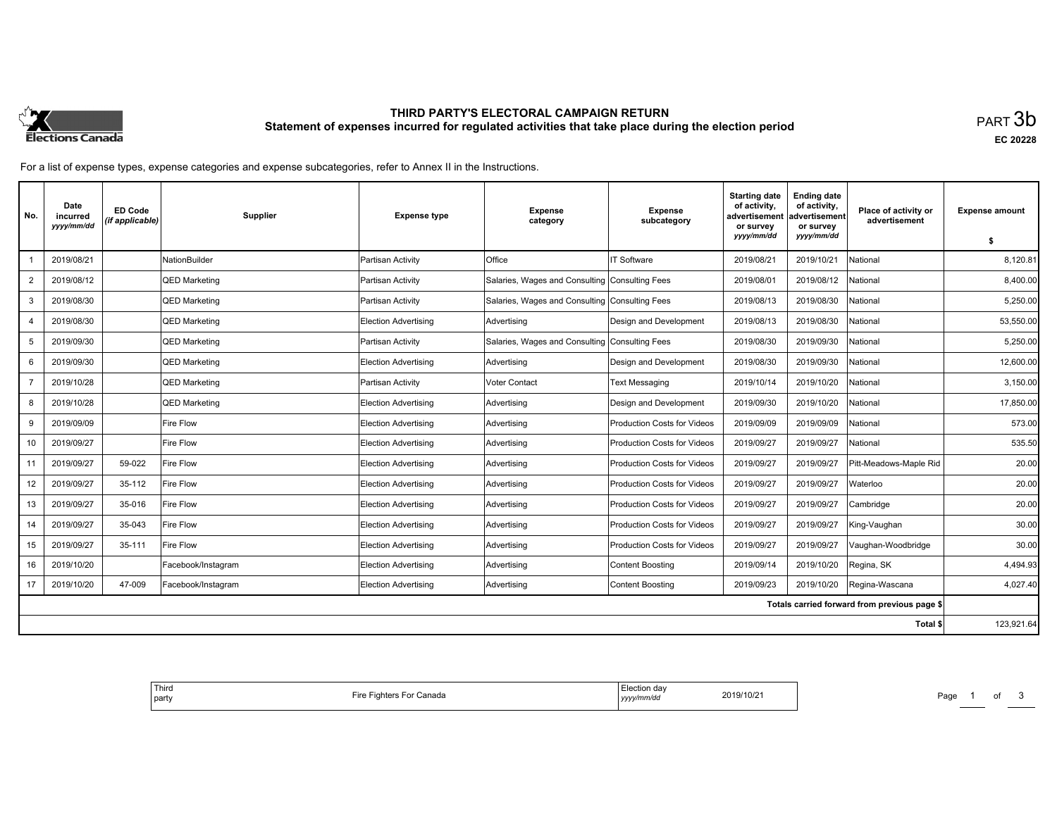# THIRD PARTY'S ELECTORAL CAMPAIGN RETURN

## Statement of expenses incurred for regulated activities that take place during the election period

PART 3b

EC 20228

For a list of expense types, expense categories and expense subcategories, refer to Annex II in the Instructions.

| No. | Date incurred *yyyy/mm/dd* | ED Code *(if applicable)* | Supplier | Expense type | Expense category | Expense subcategory | Starting date of activity, advertisement or survey *yyyy/mm/dd* | Ending date of activity, advertisement or survey *yyyy/mm/dd* | Place of activity or advertisement | Expense amount $ |
|---|---|---|---|---|---|---|---|---|---|---|
| 1 | 2019/08/21 | | NationBuilder | Partisan Activity | Office | IT Software | 2019/08/21 | 2019/10/21 | National | 8,120.81 |
| 2 | 2019/08/12 | | QED Marketing | Partisan Activity | Salaries, Wages and Consulting | Consulting Fees | 2019/08/01 | 2019/08/12 | National | 8,400.00 |
| 3 | 2019/08/30 | | QED Marketing | Partisan Activity | Salaries, Wages and Consulting | Consulting Fees | 2019/08/13 | 2019/08/30 | National | 5,250.00 |
| 4 | 2019/08/30 | | QED Marketing | Election Advertising | Advertising | Design and Development | 2019/08/13 | 2019/08/30 | National | 53,550.00 |
| 5 | 2019/09/30 | | QED Marketing | Partisan Activity | Salaries, Wages and Consulting | Consulting Fees | 2019/08/30 | 2019/09/30 | National | 5,250.00 |
| 6 | 2019/09/30 | | QED Marketing | Election Advertising | Advertising | Design and Development | 2019/08/30 | 2019/09/30 | National | 12,600.00 |
| 7 | 2019/10/28 | | QED Marketing | Partisan Activity | Voter Contact | Text Messaging | 2019/10/14 | 2019/10/20 | National | 3,150.00 |
| 8 | 2019/10/28 | | QED Marketing | Election Advertising | Advertising | Design and Development | 2019/09/30 | 2019/10/20 | National | 17,850.00 |
| 9 | 2019/09/09 | | Fire Flow | Election Advertising | Advertising | Production Costs for Videos | 2019/09/09 | 2019/09/09 | National | 573.00 |
| 10 | 2019/09/27 | | Fire Flow | Election Advertising | Advertising | Production Costs for Videos | 2019/09/27 | 2019/09/27 | National | 535.50 |
| 11 | 2019/09/27 | 59-022 | Fire Flow | Election Advertising | Advertising | Production Costs for Videos | 2019/09/27 | 2019/09/27 | Pitt-Meadows-Maple Rid | 20.00 |
| 12 | 2019/09/27 | 35-112 | Fire Flow | Election Advertising | Advertising | Production Costs for Videos | 2019/09/27 | 2019/09/27 | Waterloo | 20.00 |
| 13 | 2019/09/27 | 35-016 | Fire Flow | Election Advertising | Advertising | Production Costs for Videos | 2019/09/27 | 2019/09/27 | Cambridge | 20.00 |
| 14 | 2019/09/27 | 35-043 | Fire Flow | Election Advertising | Advertising | Production Costs for Videos | 2019/09/27 | 2019/09/27 | King-Vaughan | 30.00 |
| 15 | 2019/09/27 | 35-111 | Fire Flow | Election Advertising | Advertising | Production Costs for Videos | 2019/09/27 | 2019/09/27 | Vaughan-Woodbridge | 30.00 |
| 16 | 2019/10/20 | | Facebook/Instagram | Election Advertising | Advertising | Content Boosting | 2019/09/14 | 2019/10/20 | Regina, SK | 4,494.93 |
| 17 | 2019/10/20 | 47-009 | Facebook/Instagram | Election Advertising | Advertising | Content Boosting | 2019/09/23 | 2019/10/20 | Regina-Wascana | 4,027.40 |
| | | | | | | | | | Totals carried forward from previous page $ | |
| | | | | | | | | | Total $ | 123,921.64 |

Third party: Fire Fighters For Canada

Election day *yyyy/mm/dd*: 2019/10/21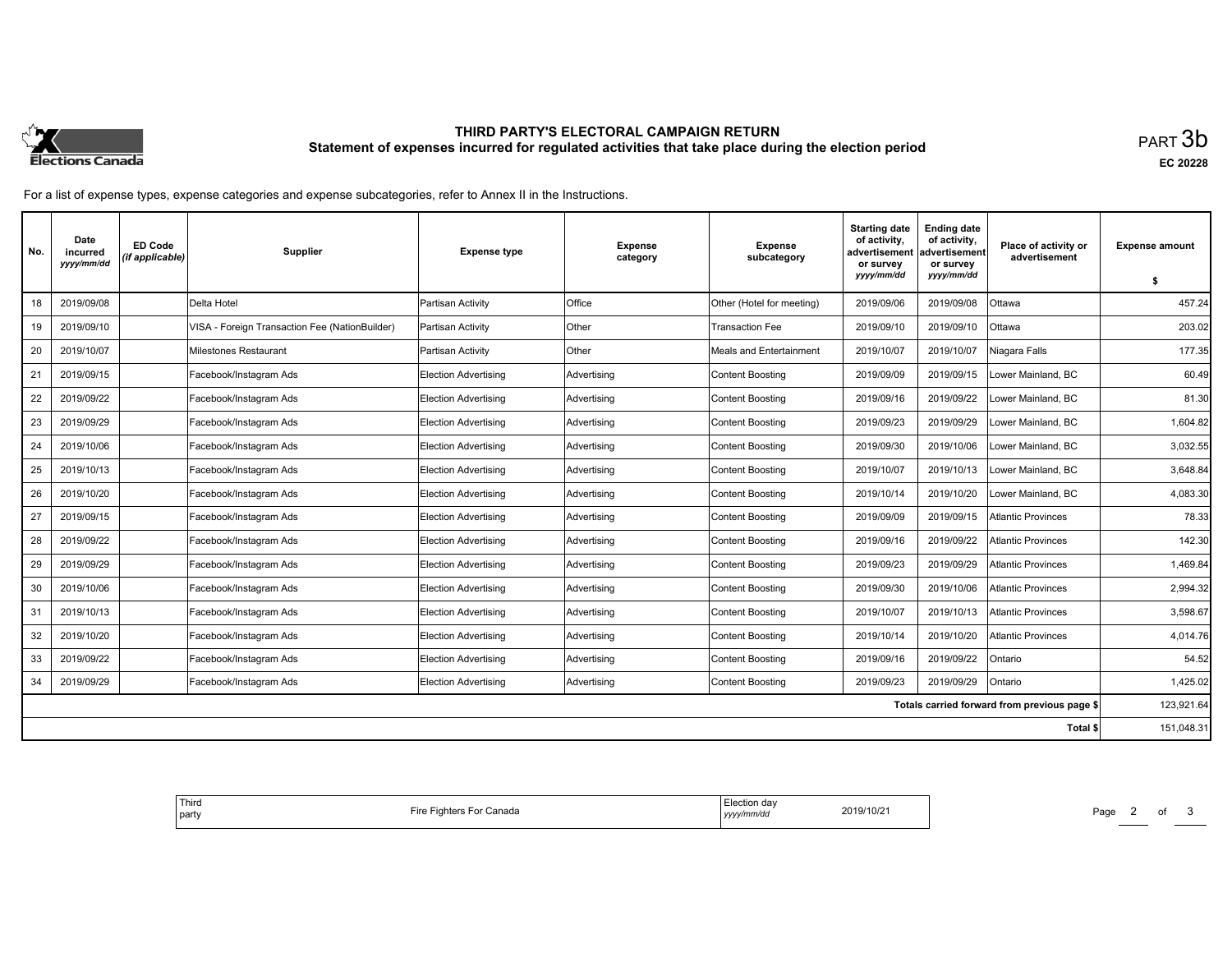# THIRD PARTY'S ELECTORAL CAMPAIGN RETURN

## Statement of expenses incurred for regulated activities that take place during the election period

PART 3b

EC 20228

For a list of expense types, expense categories and expense subcategories, refer to Annex II in the Instructions.

| No. | Date incurred *yyyy/mm/dd* | ED Code *(if applicable)* | Supplier | Expense type | Expense category | Expense subcategory | Starting date of activity, advertisement or survey *yyyy/mm/dd* | Ending date of activity, advertisement or survey *yyyy/mm/dd* | Place of activity or advertisement | Expense amount $ |
|---|---|---|---|---|---|---|---|---|---|---|
| 18 | 2019/09/08 | | Delta Hotel | Partisan Activity | Office | Other (Hotel for meeting) | 2019/09/06 | 2019/09/08 | Ottawa | 457.24 |
| 19 | 2019/09/10 | | VISA - Foreign Transaction Fee (NationBuilder) | Partisan Activity | Other | Transaction Fee | 2019/09/10 | 2019/09/10 | Ottawa | 203.02 |
| 20 | 2019/10/07 | | Milestones Restaurant | Partisan Activity | Other | Meals and Entertainment | 2019/10/07 | 2019/10/07 | Niagara Falls | 177.35 |
| 21 | 2019/09/15 | | Facebook/Instagram Ads | Election Advertising | Advertising | Content Boosting | 2019/09/09 | 2019/09/15 | Lower Mainland, BC | 60.49 |
| 22 | 2019/09/22 | | Facebook/Instagram Ads | Election Advertising | Advertising | Content Boosting | 2019/09/16 | 2019/09/22 | Lower Mainland, BC | 81.30 |
| 23 | 2019/09/29 | | Facebook/Instagram Ads | Election Advertising | Advertising | Content Boosting | 2019/09/23 | 2019/09/29 | Lower Mainland, BC | 1,604.82 |
| 24 | 2019/10/06 | | Facebook/Instagram Ads | Election Advertising | Advertising | Content Boosting | 2019/09/30 | 2019/10/06 | Lower Mainland, BC | 3,032.55 |
| 25 | 2019/10/13 | | Facebook/Instagram Ads | Election Advertising | Advertising | Content Boosting | 2019/10/07 | 2019/10/13 | Lower Mainland, BC | 3,648.84 |
| 26 | 2019/10/20 | | Facebook/Instagram Ads | Election Advertising | Advertising | Content Boosting | 2019/10/14 | 2019/10/20 | Lower Mainland, BC | 4,083.30 |
| 27 | 2019/09/15 | | Facebook/Instagram Ads | Election Advertising | Advertising | Content Boosting | 2019/09/09 | 2019/09/15 | Atlantic Provinces | 78.33 |
| 28 | 2019/09/22 | | Facebook/Instagram Ads | Election Advertising | Advertising | Content Boosting | 2019/09/16 | 2019/09/22 | Atlantic Provinces | 142.30 |
| 29 | 2019/09/29 | | Facebook/Instagram Ads | Election Advertising | Advertising | Content Boosting | 2019/09/23 | 2019/09/29 | Atlantic Provinces | 1,469.84 |
| 30 | 2019/10/06 | | Facebook/Instagram Ads | Election Advertising | Advertising | Content Boosting | 2019/09/30 | 2019/10/06 | Atlantic Provinces | 2,994.32 |
| 31 | 2019/10/13 | | Facebook/Instagram Ads | Election Advertising | Advertising | Content Boosting | 2019/10/07 | 2019/10/13 | Atlantic Provinces | 3,598.67 |
| 32 | 2019/10/20 | | Facebook/Instagram Ads | Election Advertising | Advertising | Content Boosting | 2019/10/14 | 2019/10/20 | Atlantic Provinces | 4,014.76 |
| 33 | 2019/09/22 | | Facebook/Instagram Ads | Election Advertising | Advertising | Content Boosting | 2019/09/16 | 2019/09/22 | Ontario | 54.52 |
| 34 | 2019/09/29 | | Facebook/Instagram Ads | Election Advertising | Advertising | Content Boosting | 2019/09/23 | 2019/09/29 | Ontario | 1,425.02 |
| | | | | | | | | | Totals carried forward from previous page $ | 123,921.64 |
| | | | | | | | | | Total $ | 151,048.31 |

| Third party | Fire Fighters For Canada | Election day *yyyy/mm/dd* | 2019/10/21 |
|---|---|---|---|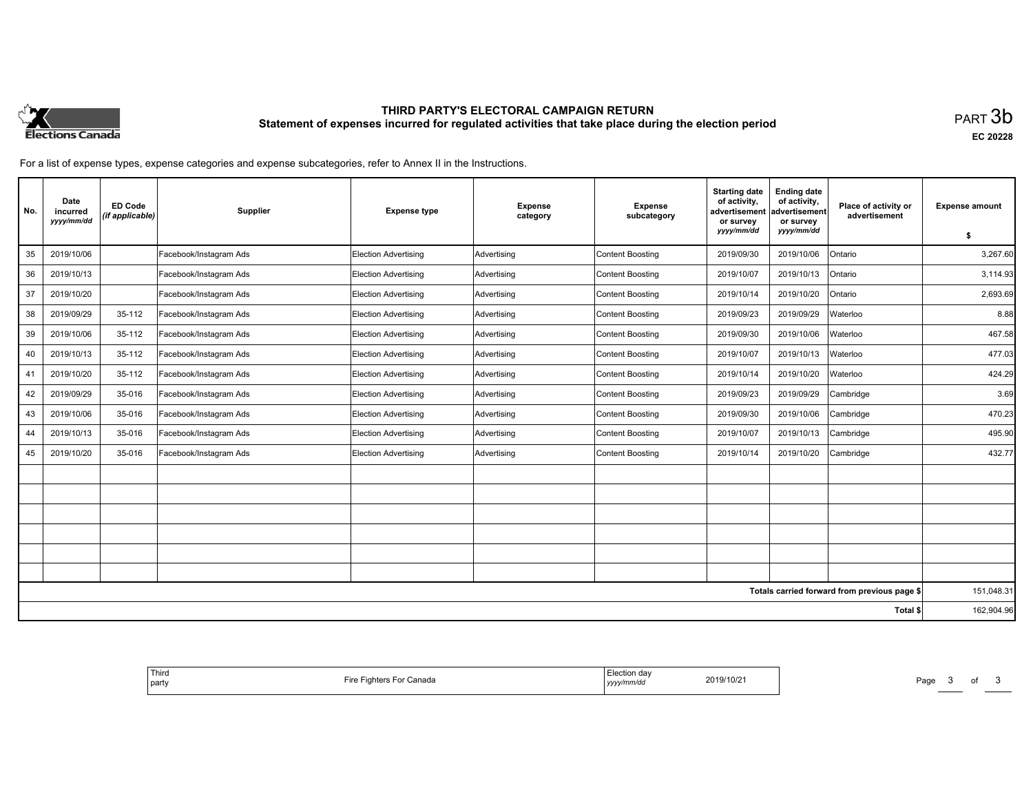# THIRD PARTY'S ELECTORAL CAMPAIGN RETURN

## Statement of expenses incurred for regulated activities that take place during the election period

PART 3b

EC 20228

For a list of expense types, expense categories and expense subcategories, refer to Annex II in the Instructions.

| No. | Date incurred *yyyy/mm/dd* | ED Code *(if applicable)* | Supplier | Expense type | Expense category | Expense subcategory | Starting date of activity, advertisement or survey *yyyy/mm/dd* | Ending date of activity, advertisement or survey *yyyy/mm/dd* | Place of activity or advertisement | Expense amount $ |
|---|---|---|---|---|---|---|---|---|---|---|
| 35 | 2019/10/06 | | Facebook/Instagram Ads | Election Advertising | Advertising | Content Boosting | 2019/09/30 | 2019/10/06 | Ontario | 3,267.60 |
| 36 | 2019/10/13 | | Facebook/Instagram Ads | Election Advertising | Advertising | Content Boosting | 2019/10/07 | 2019/10/13 | Ontario | 3,114.93 |
| 37 | 2019/10/20 | | Facebook/Instagram Ads | Election Advertising | Advertising | Content Boosting | 2019/10/14 | 2019/10/20 | Ontario | 2,693.69 |
| 38 | 2019/09/29 | 35-112 | Facebook/Instagram Ads | Election Advertising | Advertising | Content Boosting | 2019/09/23 | 2019/09/29 | Waterloo | 8.88 |
| 39 | 2019/10/06 | 35-112 | Facebook/Instagram Ads | Election Advertising | Advertising | Content Boosting | 2019/09/30 | 2019/10/06 | Waterloo | 467.58 |
| 40 | 2019/10/13 | 35-112 | Facebook/Instagram Ads | Election Advertising | Advertising | Content Boosting | 2019/10/07 | 2019/10/13 | Waterloo | 477.03 |
| 41 | 2019/10/20 | 35-112 | Facebook/Instagram Ads | Election Advertising | Advertising | Content Boosting | 2019/10/14 | 2019/10/20 | Waterloo | 424.29 |
| 42 | 2019/09/29 | 35-016 | Facebook/Instagram Ads | Election Advertising | Advertising | Content Boosting | 2019/09/23 | 2019/09/29 | Cambridge | 3.69 |
| 43 | 2019/10/06 | 35-016 | Facebook/Instagram Ads | Election Advertising | Advertising | Content Boosting | 2019/09/30 | 2019/10/06 | Cambridge | 470.23 |
| 44 | 2019/10/13 | 35-016 | Facebook/Instagram Ads | Election Advertising | Advertising | Content Boosting | 2019/10/07 | 2019/10/13 | Cambridge | 495.90 |
| 45 | 2019/10/20 | 35-016 | Facebook/Instagram Ads | Election Advertising | Advertising | Content Boosting | 2019/10/14 | 2019/10/20 | Cambridge | 432.77 |
| | | | | | | | | | | |
| | | | | | | | | | | |
| | | | | | | | | | | |
| | | | | | | | | | | |
| | | | | | | | | | | |
| | | | | | | | | | | |
| | | | | | | | | | Totals carried forward from previous page $ | 151,048.31 |
| | | | | | | | | | Total $ | 162,904.96 |

| Third party | Fire Fighters For Canada | Election day *yyyy/mm/dd* | 2019/10/21 |
|---|---|---|---|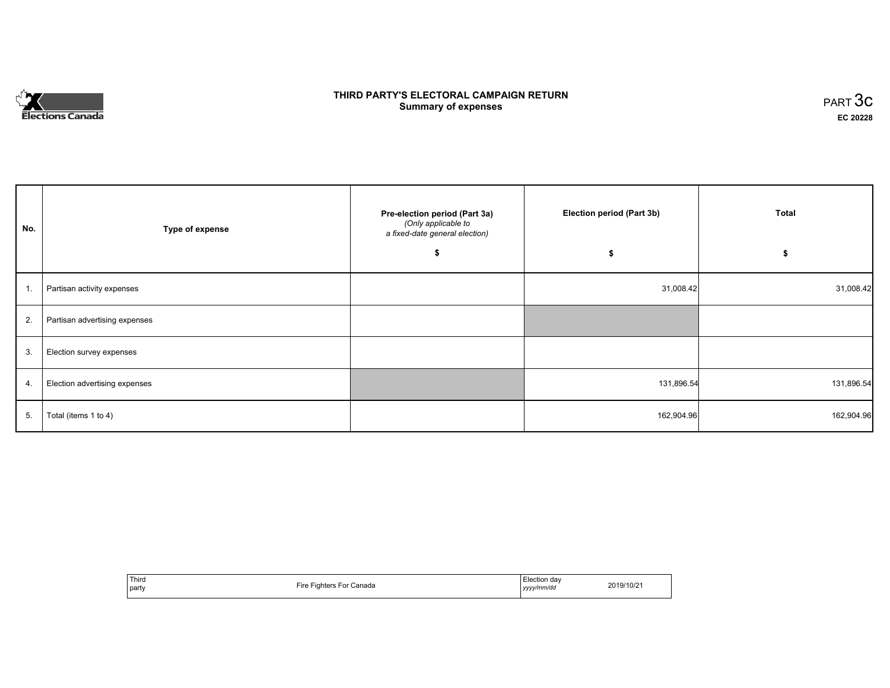Elections Canada

# THIRD PARTY'S ELECTORAL CAMPAIGN RETURN
## Summary of expenses

PART 3c

**EC 20228**

| No. | Type of expense | Pre-election period (Part 3a) *(Only applicable to a fixed-date general election)* $ | Election period (Part 3b) $ | Total $ |
|---|---|---|---|---|
| 1. | Partisan activity expenses | | 31,008.42 | 31,008.42 |
| 2. | Partisan advertising expenses | | | |
| 3. | Election survey expenses | | | |
| 4. | Election advertising expenses | | 131,896.54 | 131,896.54 |
| 5. | Total (items 1 to 4) | | 162,904.96 | 162,904.96 |

| | | | |
|---|---|---|---|
| Third party | Fire Fighters For Canada | Election day *yyyy/mm/dd* | 2019/10/21 |